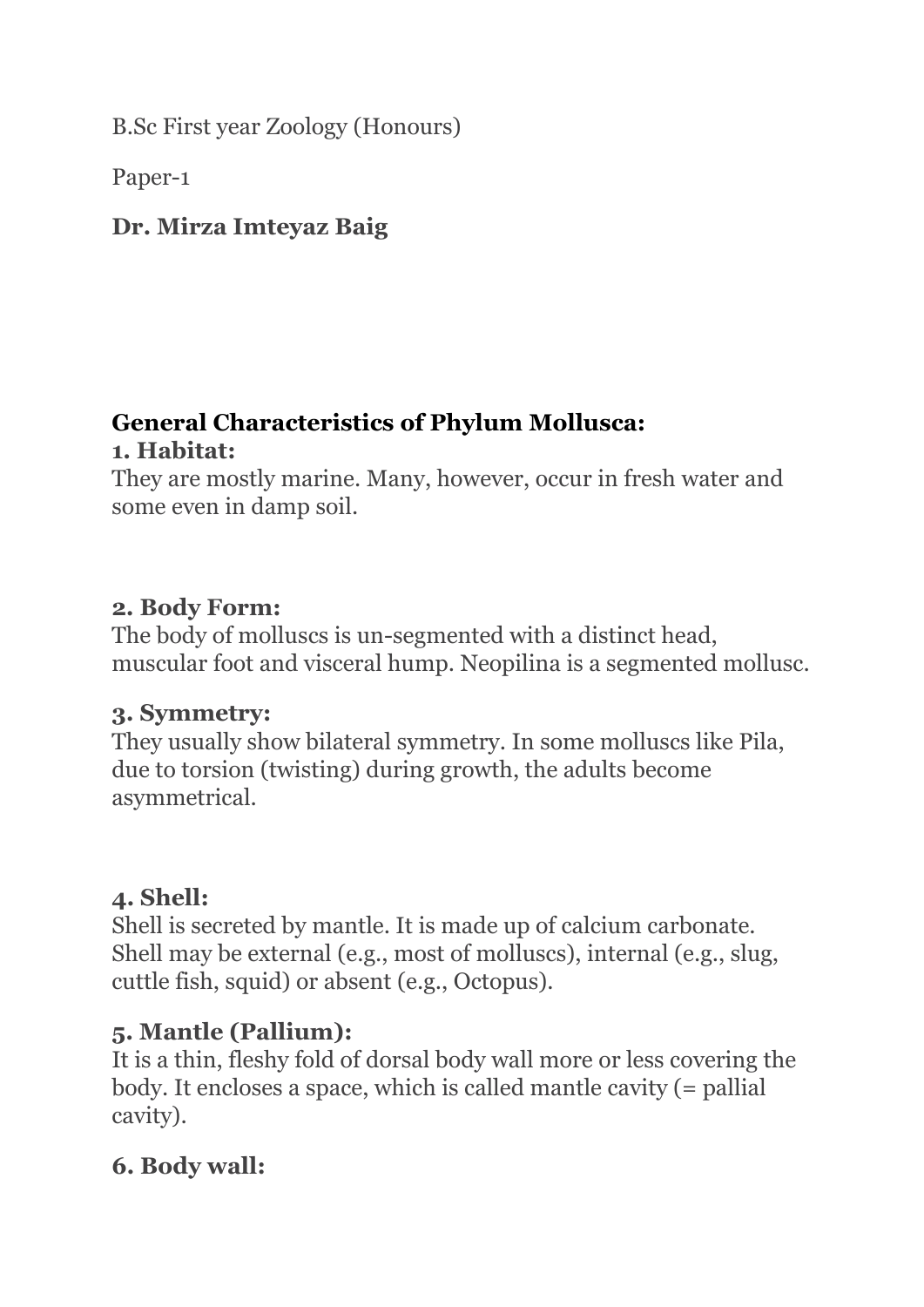B.Sc First year Zoology (Honours)

Paper-1

**Dr. Mirza Imteyaz Baig**

## General Characteristics of Phylum Mollusca:

### 1. Habitat:

They are mostly marine. Many, however, occur in fresh water and some even in damp soil.

### 2. Body Form:

The body of molluscs is un-segmented with a distinct head, muscular foot and visceral hump. Neopilina is a segmented mollusc.

### 3. Symmetry:

They usually show bilateral symmetry. In some molluscs like Pila, due to torsion (twisting) during growth, the adults become asymmetrical.

### 4. Shell:

Shell is secreted by mantle. It is made up of calcium carbonate. Shell may be external (e.g., most of molluscs), internal (e.g., slug, cuttle fish, squid) or absent (e.g., Octopus).

### 5. Mantle (Pallium):

It is a thin, fleshy fold of dorsal body wall more or less covering the body. It encloses a space, which is called mantle cavity (= pallial cavity).

### 6. Body wall: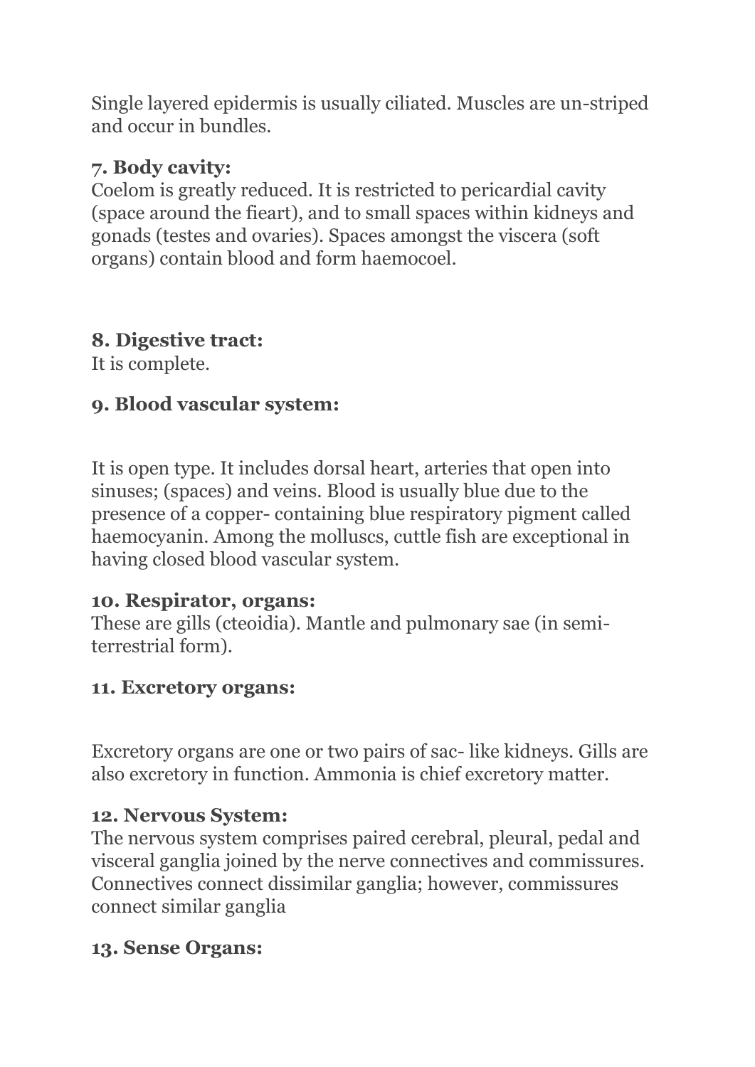Single layered epidermis is usually ciliated. Muscles are un-striped and occur in bundles.

**7. Body cavity:**
Coelom is greatly reduced. It is restricted to pericardial cavity (space around the fieart), and to small spaces within kidneys and gonads (testes and ovaries). Spaces amongst the viscera (soft organs) contain blood and form haemocoel.

**8. Digestive tract:**
It is complete.

**9. Blood vascular system:**

It is open type. It includes dorsal heart, arteries that open into sinuses; (spaces) and veins. Blood is usually blue due to the presence of a copper- containing blue respiratory pigment called haemocyanin. Among the molluscs, cuttle fish are exceptional in having closed blood vascular system.

**10. Respirator, organs:**
These are gills (cteoidia). Mantle and pulmonary sae (in semi-terrestrial form).

**11. Excretory organs:**

Excretory organs are one or two pairs of sac- like kidneys. Gills are also excretory in function. Ammonia is chief excretory matter.

**12. Nervous System:**
The nervous system comprises paired cerebral, pleural, pedal and visceral ganglia joined by the nerve connectives and commissures. Connectives connect dissimilar ganglia; however, commissures connect similar ganglia

**13. Sense Organs:**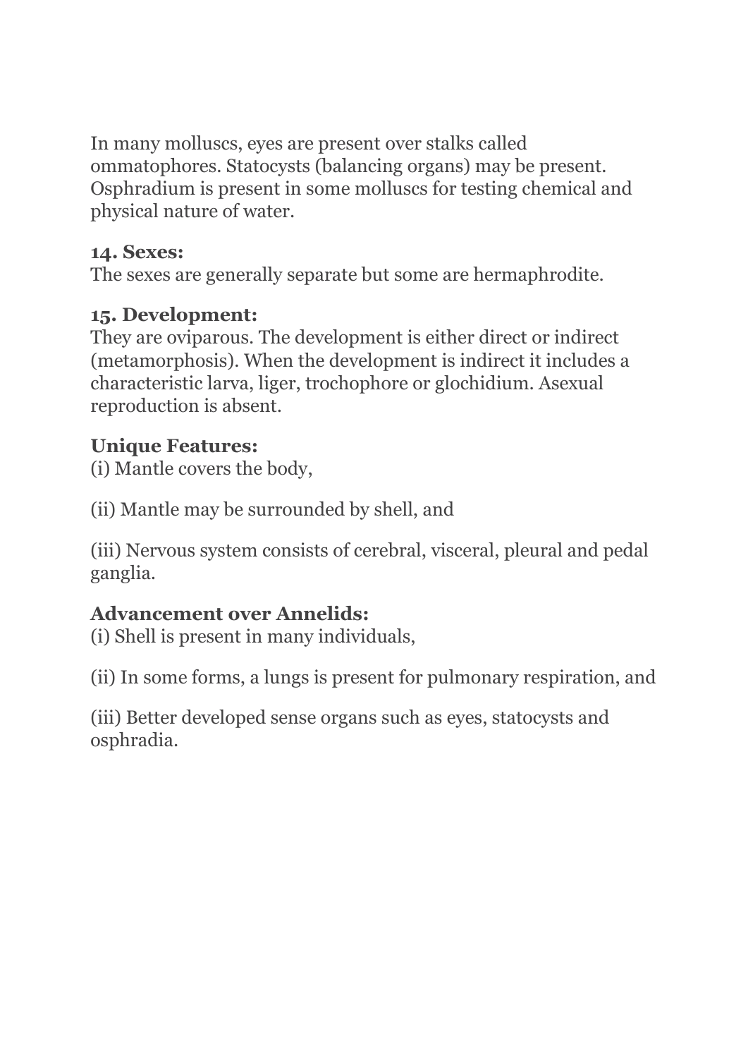In many molluscs, eyes are present over stalks called ommatophores. Statocysts (balancing organs) may be present. Osphradium is present in some molluscs for testing chemical and physical nature of water.

**14. Sexes:**

The sexes are generally separate but some are hermaphrodite.

**15. Development:**

They are oviparous. The development is either direct or indirect (metamorphosis). When the development is indirect it includes a characteristic larva, liger, trochophore or glochidium. Asexual reproduction is absent.

**Unique Features:**

(i) Mantle covers the body,

(ii) Mantle may be surrounded by shell, and

(iii) Nervous system consists of cerebral, visceral, pleural and pedal ganglia.

**Advancement over Annelids:**

(i) Shell is present in many individuals,

(ii) In some forms, a lungs is present for pulmonary respiration, and

(iii) Better developed sense organs such as eyes, statocysts and osphradia.